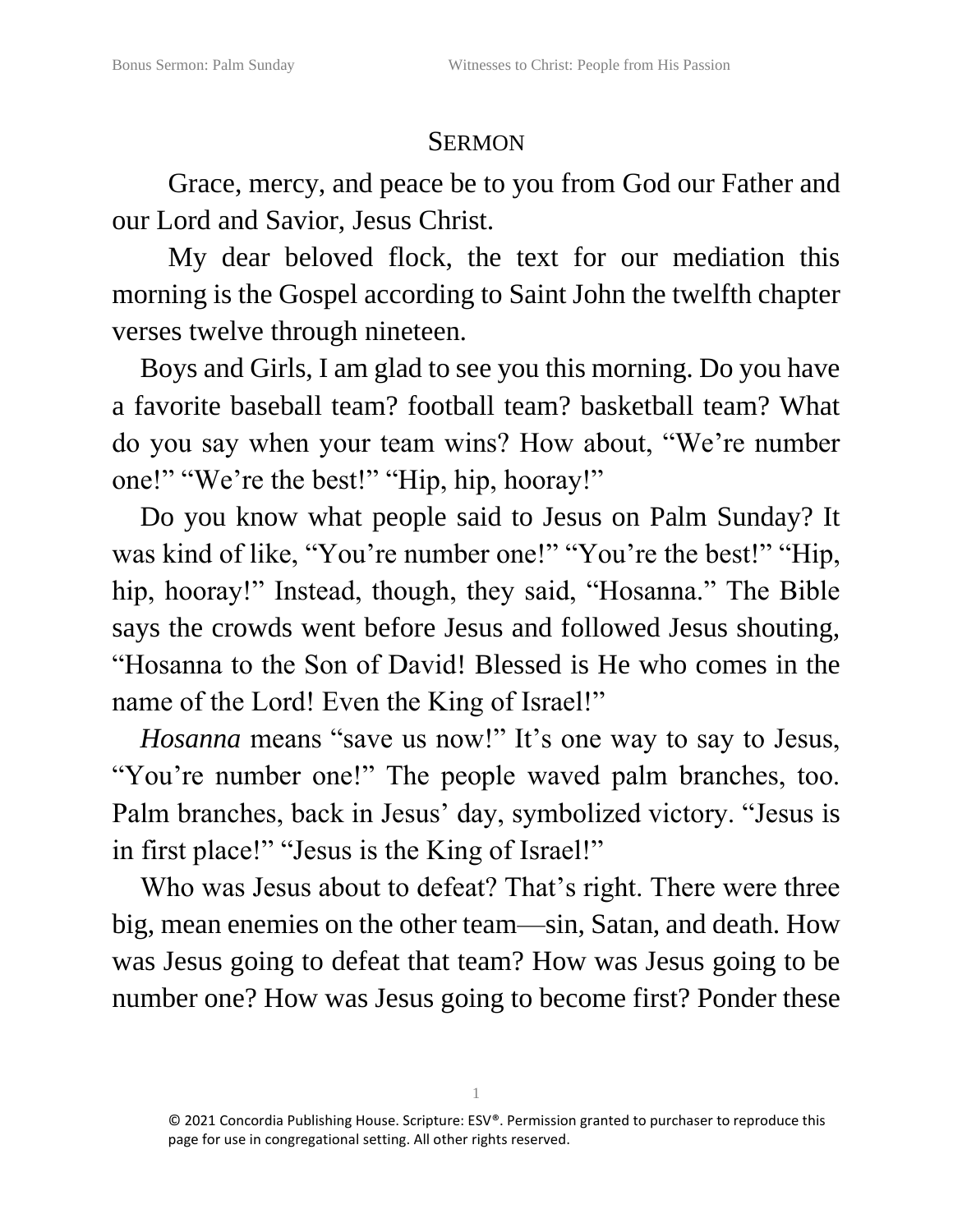## Sermon

Grace, mercy, and peace be to you from God our Father and our Lord and Savior, Jesus Christ.

My dear beloved flock, the text for our mediation this morning is the Gospel according to Saint John the twelfth chapter verses twelve through nineteen.

Boys and Girls, I am glad to see you this morning. Do you have a favorite baseball team? football team? basketball team? What do you say when your team wins? How about, "We're number one!" "We're the best!" "Hip, hip, hooray!"

Do you know what people said to Jesus on Palm Sunday? It was kind of like, "You're number one!" "You're the best!" "Hip, hip, hooray!" Instead, though, they said, "Hosanna." The Bible says the crowds went before Jesus and followed Jesus shouting, "Hosanna to the Son of David! Blessed is He who comes in the name of the Lord! Even the King of Israel!"

*Hosanna* means "save us now!" It's one way to say to Jesus, "You're number one!" The people waved palm branches, too. Palm branches, back in Jesus' day, symbolized victory. "Jesus is in first place!" "Jesus is the King of Israel!"

Who was Jesus about to defeat? That's right. There were three big, mean enemies on the other team—sin, Satan, and death. How was Jesus going to defeat that team? How was Jesus going to be number one? How was Jesus going to become first? Ponder these

© 2021 Concordia Publishing House. Scripture: ESV®. Permission granted to purchaser to reproduce this page for use in congregational setting. All other rights reserved.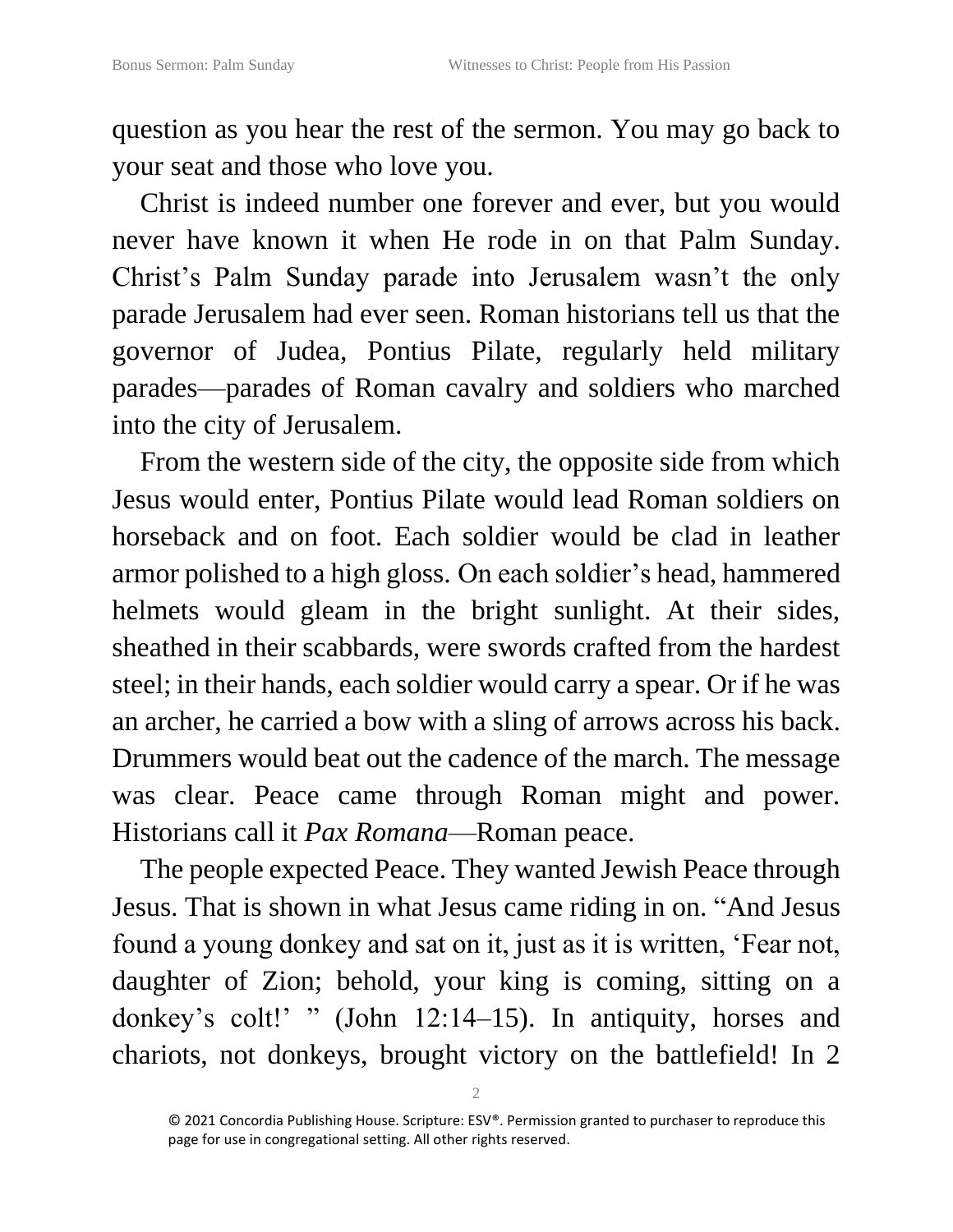question as you hear the rest of the sermon. You may go back to your seat and those who love you.

Christ is indeed number one forever and ever, but you would never have known it when He rode in on that Palm Sunday. Christ's Palm Sunday parade into Jerusalem wasn't the only parade Jerusalem had ever seen. Roman historians tell us that the governor of Judea, Pontius Pilate, regularly held military parades—parades of Roman cavalry and soldiers who marched into the city of Jerusalem.

From the western side of the city, the opposite side from which Jesus would enter, Pontius Pilate would lead Roman soldiers on horseback and on foot. Each soldier would be clad in leather armor polished to a high gloss. On each soldier's head, hammered helmets would gleam in the bright sunlight. At their sides, sheathed in their scabbards, were swords crafted from the hardest steel; in their hands, each soldier would carry a spear. Or if he was an archer, he carried a bow with a sling of arrows across his back. Drummers would beat out the cadence of the march. The message was clear. Peace came through Roman might and power. Historians call it *Pax Romana*—Roman peace.

The people expected Peace. They wanted Jewish Peace through Jesus. That is shown in what Jesus came riding in on. "And Jesus found a young donkey and sat on it, just as it is written, 'Fear not, daughter of Zion; behold, your king is coming, sitting on a donkey's colt!' " (John 12:14–15). In antiquity, horses and chariots, not donkeys, brought victory on the battlefield! In 2

© 2021 Concordia Publishing House. Scripture: ESV®. Permission granted to purchaser to reproduce this page for use in congregational setting. All other rights reserved.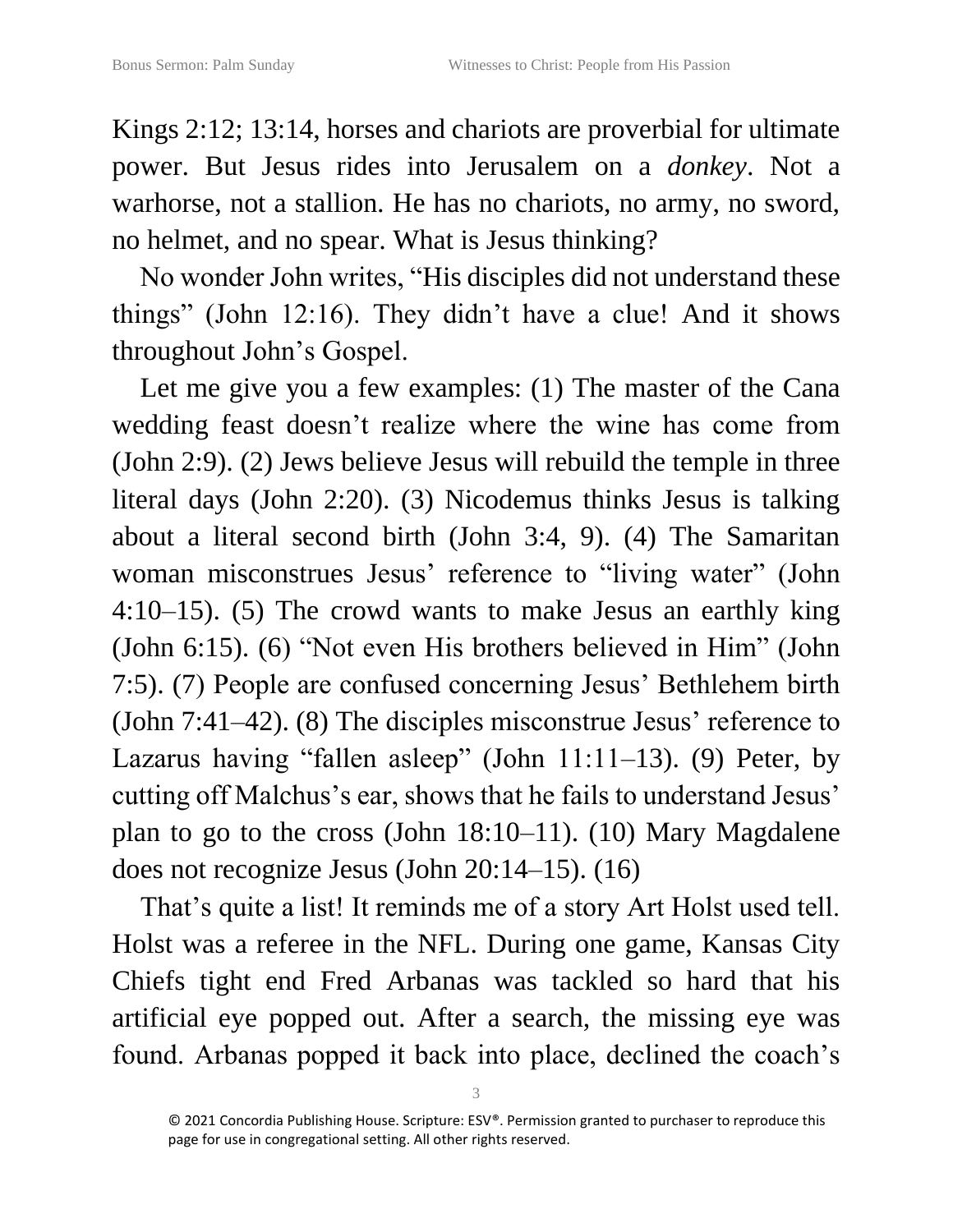Kings 2:12; 13:14, horses and chariots are proverbial for ultimate power. But Jesus rides into Jerusalem on a *donkey*. Not a warhorse, not a stallion. He has no chariots, no army, no sword, no helmet, and no spear. What is Jesus thinking?

No wonder John writes, "His disciples did not understand these things" (John 12:16). They didn't have a clue! And it shows throughout John's Gospel.

Let me give you a few examples: (1) The master of the Cana wedding feast doesn't realize where the wine has come from (John 2:9). (2) Jews believe Jesus will rebuild the temple in three literal days (John 2:20). (3) Nicodemus thinks Jesus is talking about a literal second birth (John 3:4, 9). (4) The Samaritan woman misconstrues Jesus' reference to "living water" (John 4:10–15). (5) The crowd wants to make Jesus an earthly king (John 6:15). (6) "Not even His brothers believed in Him" (John 7:5). (7) People are confused concerning Jesus' Bethlehem birth (John 7:41–42). (8) The disciples misconstrue Jesus' reference to Lazarus having "fallen asleep" (John 11:11–13). (9) Peter, by cutting off Malchus's ear, shows that he fails to understand Jesus' plan to go to the cross (John 18:10–11). (10) Mary Magdalene does not recognize Jesus (John 20:14–15). (16)

That's quite a list! It reminds me of a story Art Holst used tell. Holst was a referee in the NFL. During one game, Kansas City Chiefs tight end Fred Arbanas was tackled so hard that his artificial eye popped out. After a search, the missing eye was found. Arbanas popped it back into place, declined the coach's

© 2021 Concordia Publishing House. Scripture: ESV®. Permission granted to purchaser to reproduce this page for use in congregational setting. All other rights reserved.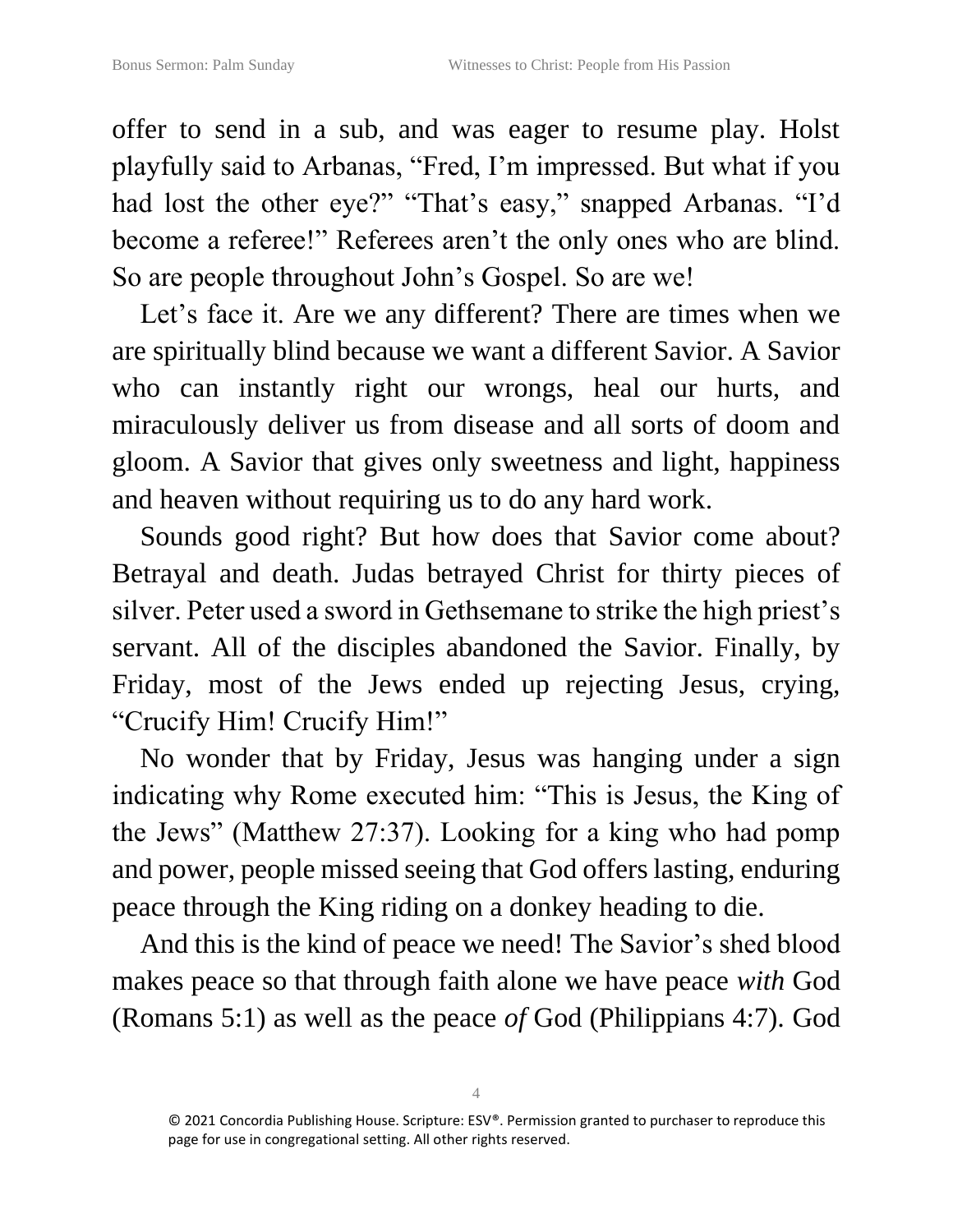offer to send in a sub, and was eager to resume play. Holst playfully said to Arbanas, "Fred, I'm impressed. But what if you had lost the other eye?" "That's easy," snapped Arbanas. "I'd become a referee!" Referees aren't the only ones who are blind. So are people throughout John's Gospel. So are we!

Let's face it. Are we any different? There are times when we are spiritually blind because we want a different Savior. A Savior who can instantly right our wrongs, heal our hurts, and miraculously deliver us from disease and all sorts of doom and gloom. A Savior that gives only sweetness and light, happiness and heaven without requiring us to do any hard work.

Sounds good right? But how does that Savior come about? Betrayal and death. Judas betrayed Christ for thirty pieces of silver. Peter used a sword in Gethsemane to strike the high priest's servant. All of the disciples abandoned the Savior. Finally, by Friday, most of the Jews ended up rejecting Jesus, crying, "Crucify Him! Crucify Him!"

No wonder that by Friday, Jesus was hanging under a sign indicating why Rome executed him: "This is Jesus, the King of the Jews" (Matthew 27:37). Looking for a king who had pomp and power, people missed seeing that God offers lasting, enduring peace through the King riding on a donkey heading to die.

And this is the kind of peace we need! The Savior's shed blood makes peace so that through faith alone we have peace *with* God (Romans 5:1) as well as the peace *of* God (Philippians 4:7). God

© 2021 Concordia Publishing House. Scripture: ESV®. Permission granted to purchaser to reproduce this page for use in congregational setting. All other rights reserved.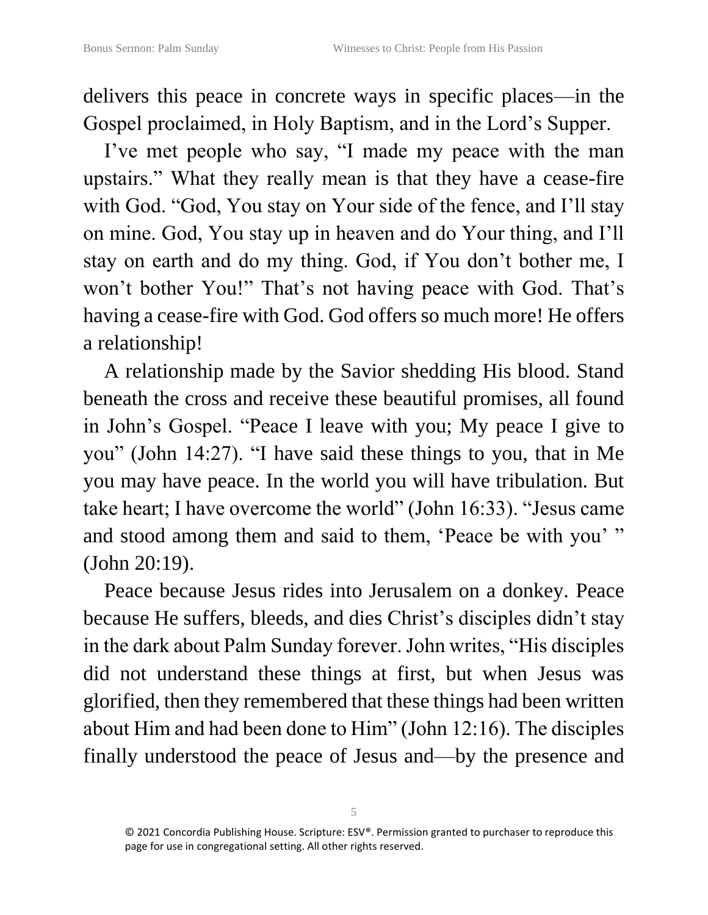delivers this peace in concrete ways in specific places—in the Gospel proclaimed, in Holy Baptism, and in the Lord's Supper.

I've met people who say, "I made my peace with the man upstairs." What they really mean is that they have a cease-fire with God. "God, You stay on Your side of the fence, and I'll stay on mine. God, You stay up in heaven and do Your thing, and I'll stay on earth and do my thing. God, if You don't bother me, I won't bother You!" That's not having peace with God. That's having a cease-fire with God. God offers so much more! He offers a relationship!

A relationship made by the Savior shedding His blood. Stand beneath the cross and receive these beautiful promises, all found in John's Gospel. "Peace I leave with you; My peace I give to you" (John 14:27). "I have said these things to you, that in Me you may have peace. In the world you will have tribulation. But take heart; I have overcome the world" (John 16:33). "Jesus came and stood among them and said to them, 'Peace be with you' " (John 20:19).

Peace because Jesus rides into Jerusalem on a donkey. Peace because He suffers, bleeds, and dies Christ's disciples didn't stay in the dark about Palm Sunday forever. John writes, "His disciples did not understand these things at first, but when Jesus was glorified, then they remembered that these things had been written about Him and had been done to Him" (John 12:16). The disciples finally understood the peace of Jesus and—by the presence and

© 2021 Concordia Publishing House. Scripture: ESV®. Permission granted to purchaser to reproduce this page for use in congregational setting. All other rights reserved.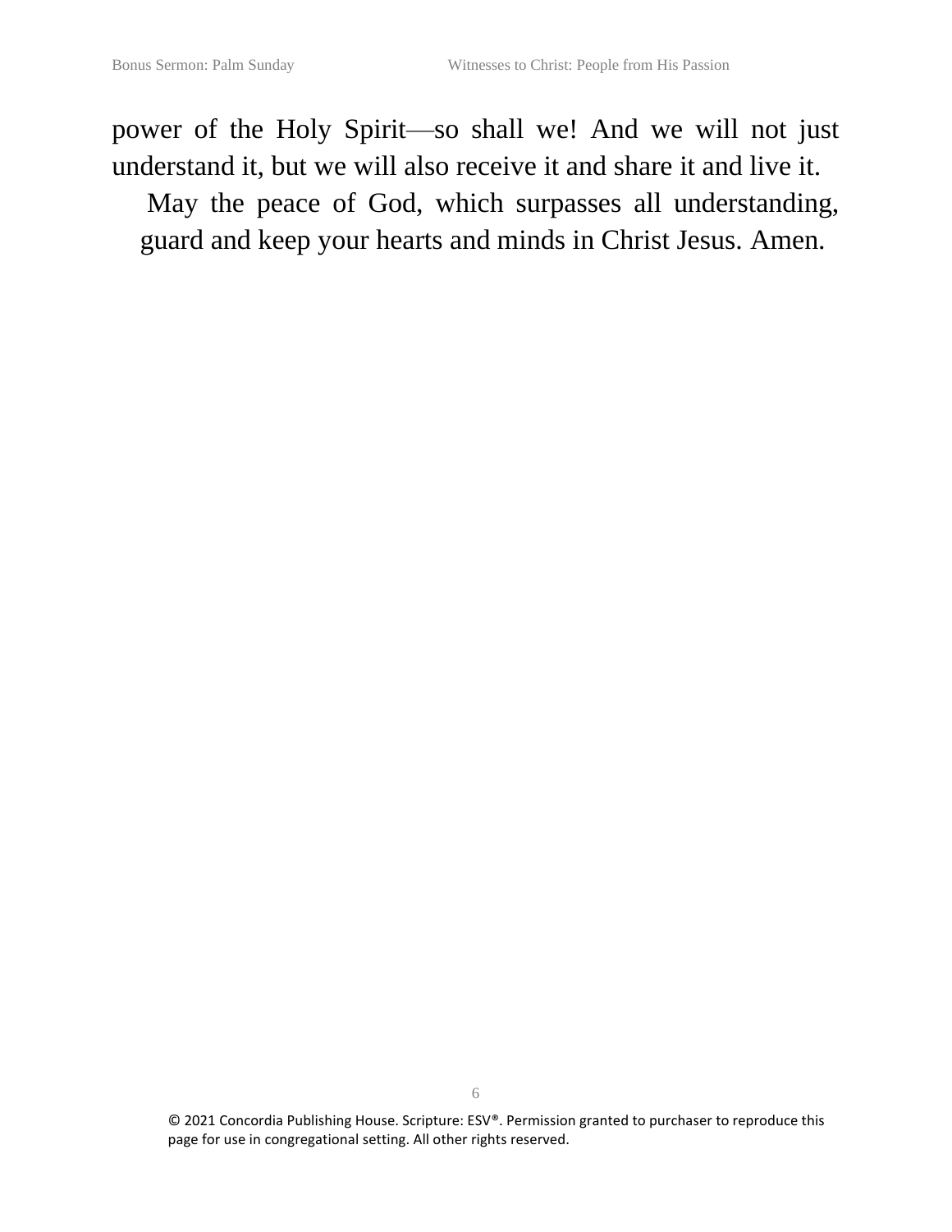power of the Holy Spirit—so shall we! And we will not just understand it, but we will also receive it and share it and live it.

May the peace of God, which surpasses all understanding, guard and keep your hearts and minds in Christ Jesus. Amen.

© 2021 Concordia Publishing House. Scripture: ESV®. Permission granted to purchaser to reproduce this page for use in congregational setting. All other rights reserved.